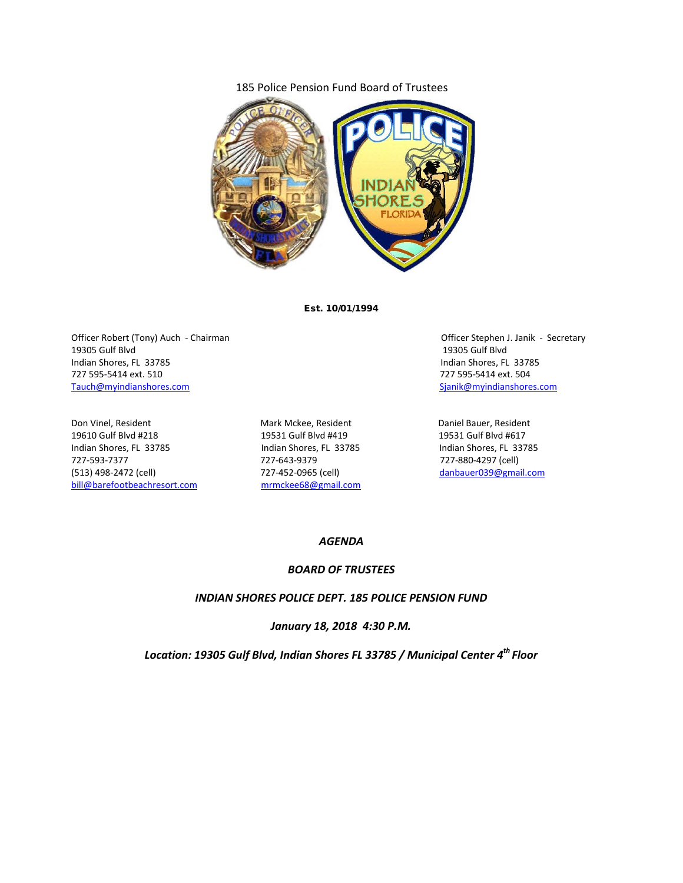185 Police Pension Fund Board of Trustees

**Est. 10/01/1994**

Officer Robert (Tony) Auch - Chairman
19305 Gulf Blvd
Indian Shores, FL 33785
727 595-5414 ext. 510
Tauch@myindianshores.com

Officer Stephen J. Janik - Secretary
19305 Gulf Blvd
Indian Shores, FL 33785
727 595-5414 ext. 504
Sjanik@myindianshores.com

Don Vinel, Resident
19610 Gulf Blvd #218
Indian Shores, FL 33785
727-593-7377
(513) 498-2472 (cell)
bill@barefootbeachresort.com

Mark Mckee, Resident
19531 Gulf Blvd #419
Indian Shores, FL 33785
727-643-9379
727-452-0965 (cell)
mrmckee68@gmail.com

Daniel Bauer, Resident
19531 Gulf Blvd #617
Indian Shores, FL 33785
727-880-4297 (cell)
danbauer039@gmail.com

***AGENDA***

***BOARD OF TRUSTEES***

***INDIAN SHORES POLICE DEPT. 185 POLICE PENSION FUND***

***January 18, 2018 4:30 P.M.***

***Location: 19305 Gulf Blvd, Indian Shores FL 33785 / Municipal Center 4th Floor***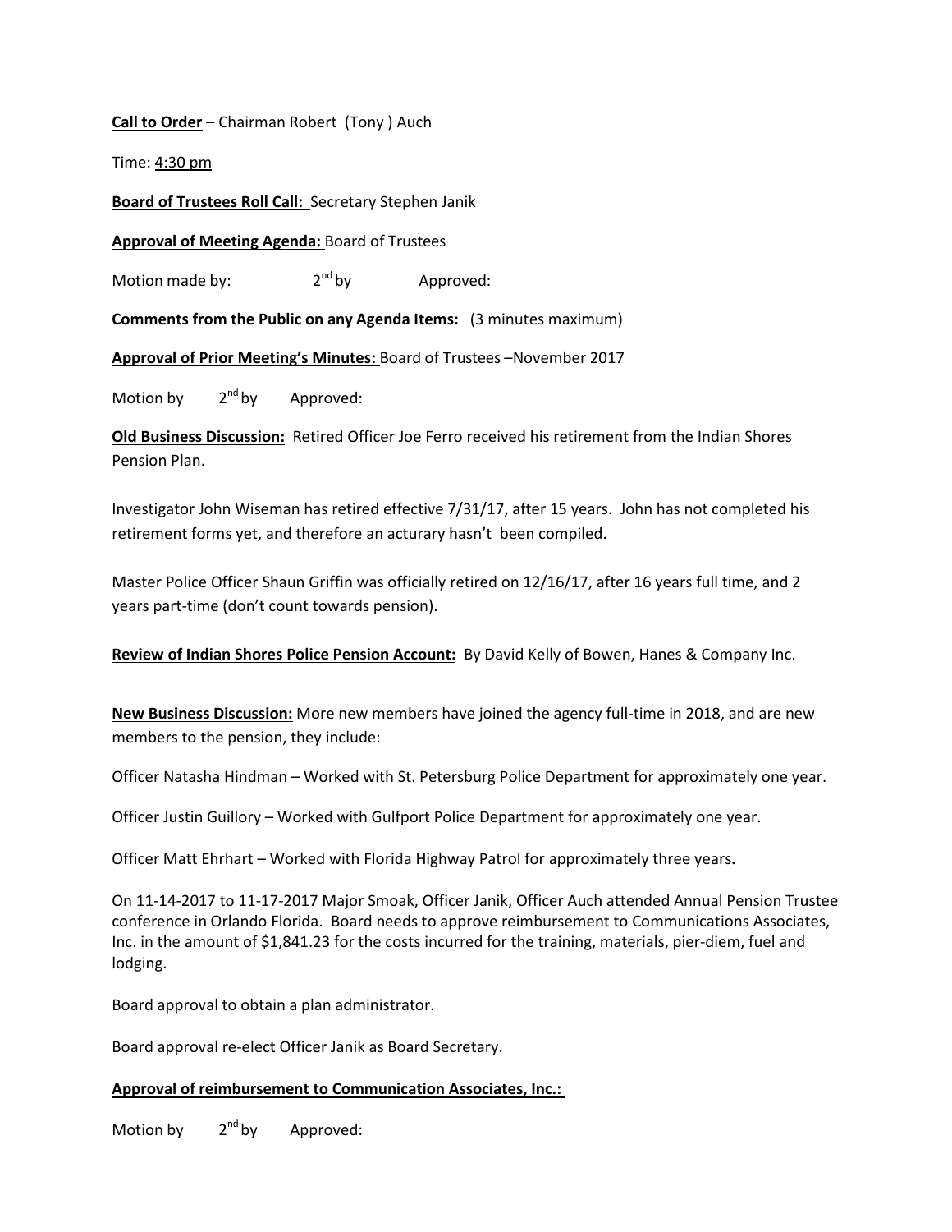**Call to Order** – Chairman Robert (Tony ) Auch

Time: 4:30 pm

**Board of Trustees Roll Call:** Secretary Stephen Janik

**Approval of Meeting Agenda:** Board of Trustees

Motion made by: 2nd by Approved:

**Comments from the Public on any Agenda Items:** (3 minutes maximum)

**Approval of Prior Meeting's Minutes:** Board of Trustees –November 2017

Motion by 2nd by Approved:

**Old Business Discussion:** Retired Officer Joe Ferro received his retirement from the Indian Shores Pension Plan.

Investigator John Wiseman has retired effective 7/31/17, after 15 years. John has not completed his retirement forms yet, and therefore an acturary hasn't been compiled.

Master Police Officer Shaun Griffin was officially retired on 12/16/17, after 16 years full time, and 2 years part-time (don't count towards pension).

**Review of Indian Shores Police Pension Account:** By David Kelly of Bowen, Hanes & Company Inc.

**New Business Discussion:** More new members have joined the agency full-time in 2018, and are new members to the pension, they include:

Officer Natasha Hindman – Worked with St. Petersburg Police Department for approximately one year.

Officer Justin Guillory – Worked with Gulfport Police Department for approximately one year.

Officer Matt Ehrhart – Worked with Florida Highway Patrol for approximately three years.

On 11-14-2017 to 11-17-2017 Major Smoak, Officer Janik, Officer Auch attended Annual Pension Trustee conference in Orlando Florida. Board needs to approve reimbursement to Communications Associates, Inc. in the amount of $1,841.23 for the costs incurred for the training, materials, pier-diem, fuel and lodging.

Board approval to obtain a plan administrator.

Board approval re-elect Officer Janik as Board Secretary.

**Approval of reimbursement to Communication Associates, Inc.:**

Motion by 2nd by Approved: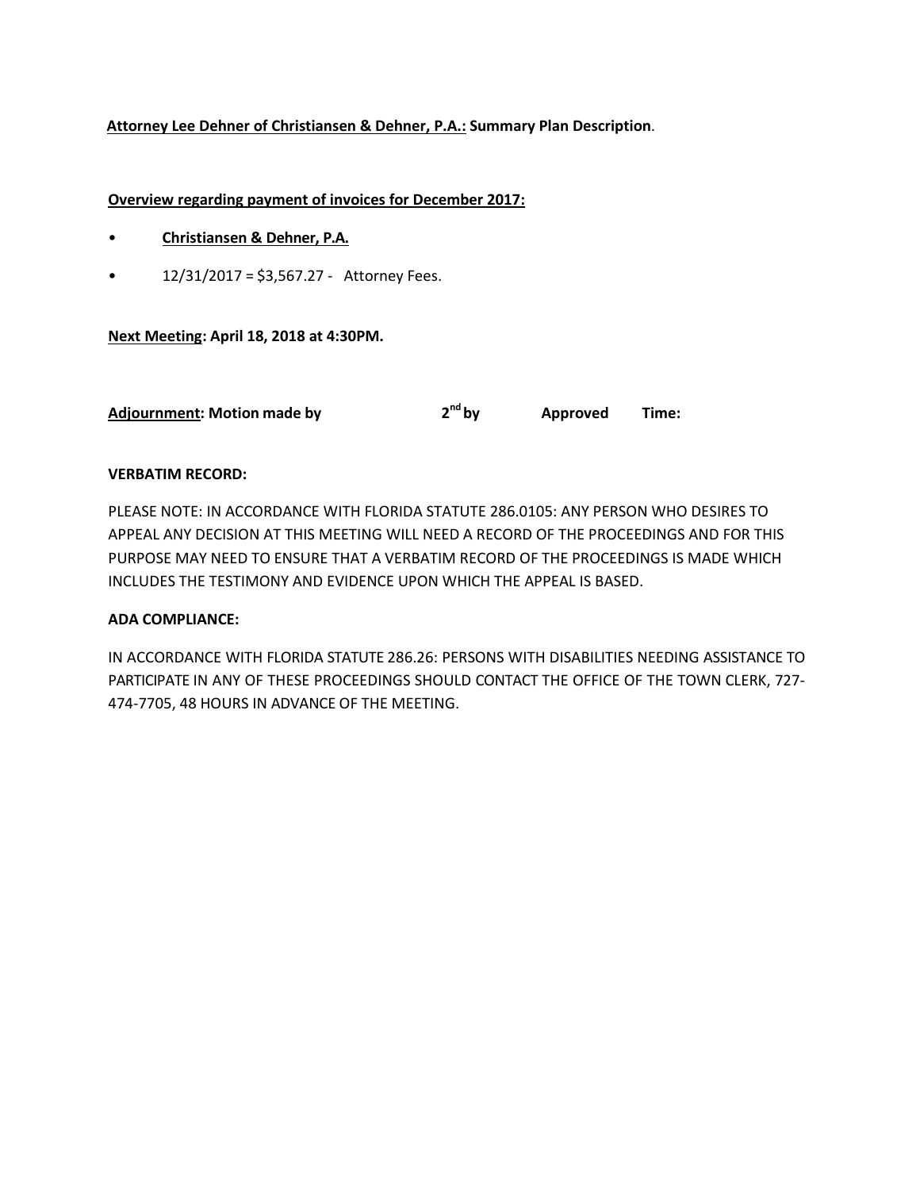**Attorney Lee Dehner of Christiansen & Dehner, P.A.: Summary Plan Description**.

**Overview regarding payment of invoices for December 2017:**

- **Christiansen & Dehner, P.A.**
- 12/31/2017 = $3,567.27 - Attorney Fees.

**Next Meeting: April 18, 2018 at 4:30PM.**

**Adjournment: Motion made by 2nd by Approved Time:**

**VERBATIM RECORD:**

PLEASE NOTE: IN ACCORDANCE WITH FLORIDA STATUTE 286.0105: ANY PERSON WHO DESIRES TO APPEAL ANY DECISION AT THIS MEETING WILL NEED A RECORD OF THE PROCEEDINGS AND FOR THIS PURPOSE MAY NEED TO ENSURE THAT A VERBATIM RECORD OF THE PROCEEDINGS IS MADE WHICH INCLUDES THE TESTIMONY AND EVIDENCE UPON WHICH THE APPEAL IS BASED.

**ADA COMPLIANCE:**

IN ACCORDANCE WITH FLORIDA STATUTE 286.26: PERSONS WITH DISABILITIES NEEDING ASSISTANCE TO PARTICIPATE IN ANY OF THESE PROCEEDINGS SHOULD CONTACT THE OFFICE OF THE TOWN CLERK, 727-474-7705, 48 HOURS IN ADVANCE OF THE MEETING.